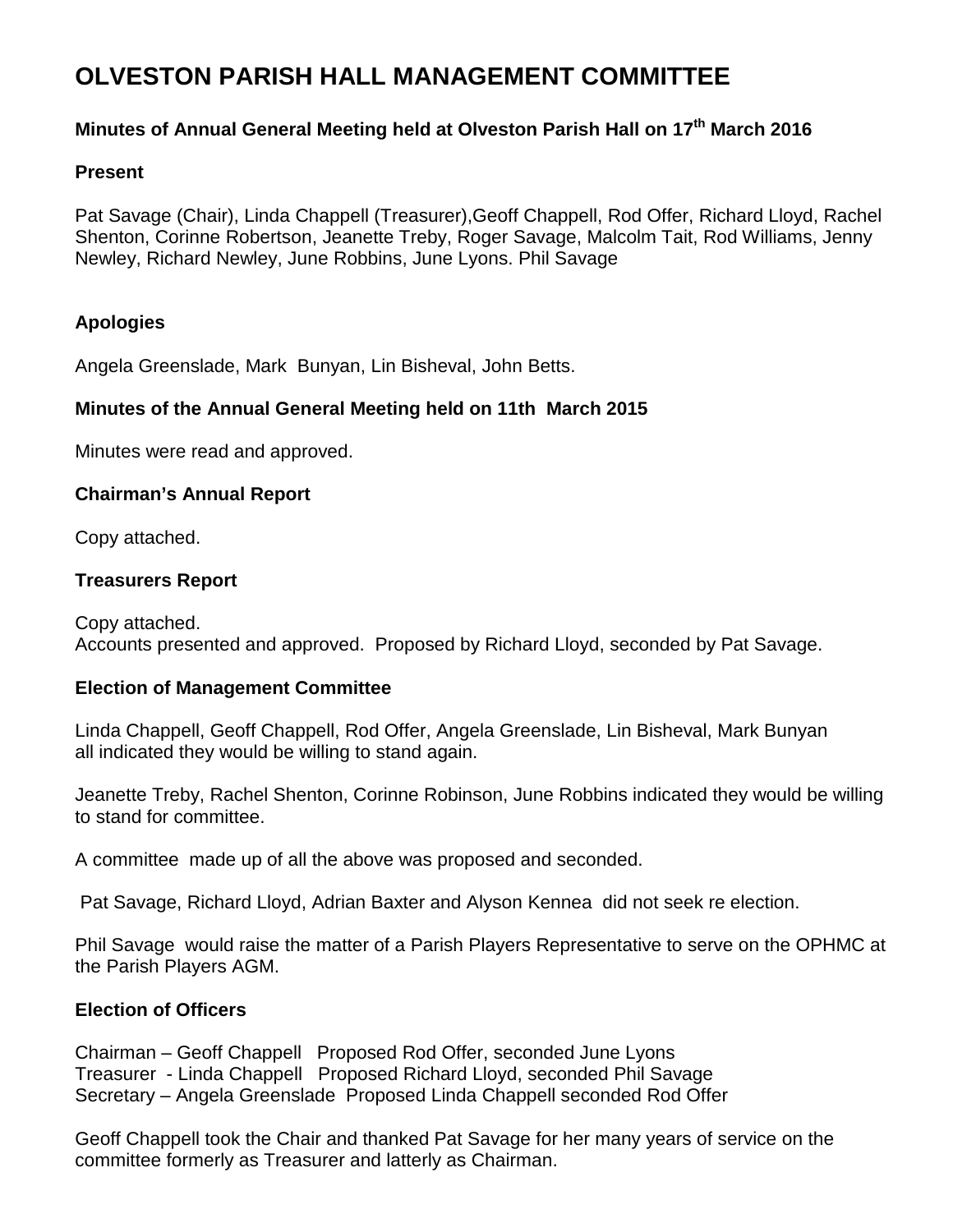# OLVESTON PARISH HALL MANAGEMENT COMMITTEE

### Minutes of Annual General Meeting held at Olveston Parish Hall on 17th March 2016

### Present

Pat Savage (Chair), Linda Chappell (Treasurer),Geoff Chappell, Rod Offer, Richard Lloyd, Rachel Shenton, Corinne Robertson, Jeanette Treby, Roger Savage, Malcolm Tait, Rod Williams, Jenny Newley, Richard Newley, June Robbins, June Lyons. Phil Savage

### Apologies

Angela Greenslade, Mark Bunyan, Lin Bisheval, John Betts.

### Minutes of the Annual General Meeting held on 11th March 2015

Minutes were read and approved.

### Chairman's Annual Report

Copy attached.

### Treasurers Report

Copy attached.
Accounts presented and approved. Proposed by Richard Lloyd, seconded by Pat Savage.

### Election of Management Committee

Linda Chappell, Geoff Chappell, Rod Offer, Angela Greenslade, Lin Bisheval, Mark Bunyan all indicated they would be willing to stand again.

Jeanette Treby, Rachel Shenton, Corinne Robinson, June Robbins indicated they would be willing to stand for committee.

A committee made up of all the above was proposed and seconded.

Pat Savage, Richard Lloyd, Adrian Baxter and Alyson Kennea did not seek re election.

Phil Savage would raise the matter of a Parish Players Representative to serve on the OPHMC at the Parish Players AGM.

### Election of Officers

Chairman – Geoff Chappell Proposed Rod Offer, seconded June Lyons
Treasurer - Linda Chappell Proposed Richard Lloyd, seconded Phil Savage
Secretary – Angela Greenslade Proposed Linda Chappell seconded Rod Offer

Geoff Chappell took the Chair and thanked Pat Savage for her many years of service on the committee formerly as Treasurer and latterly as Chairman.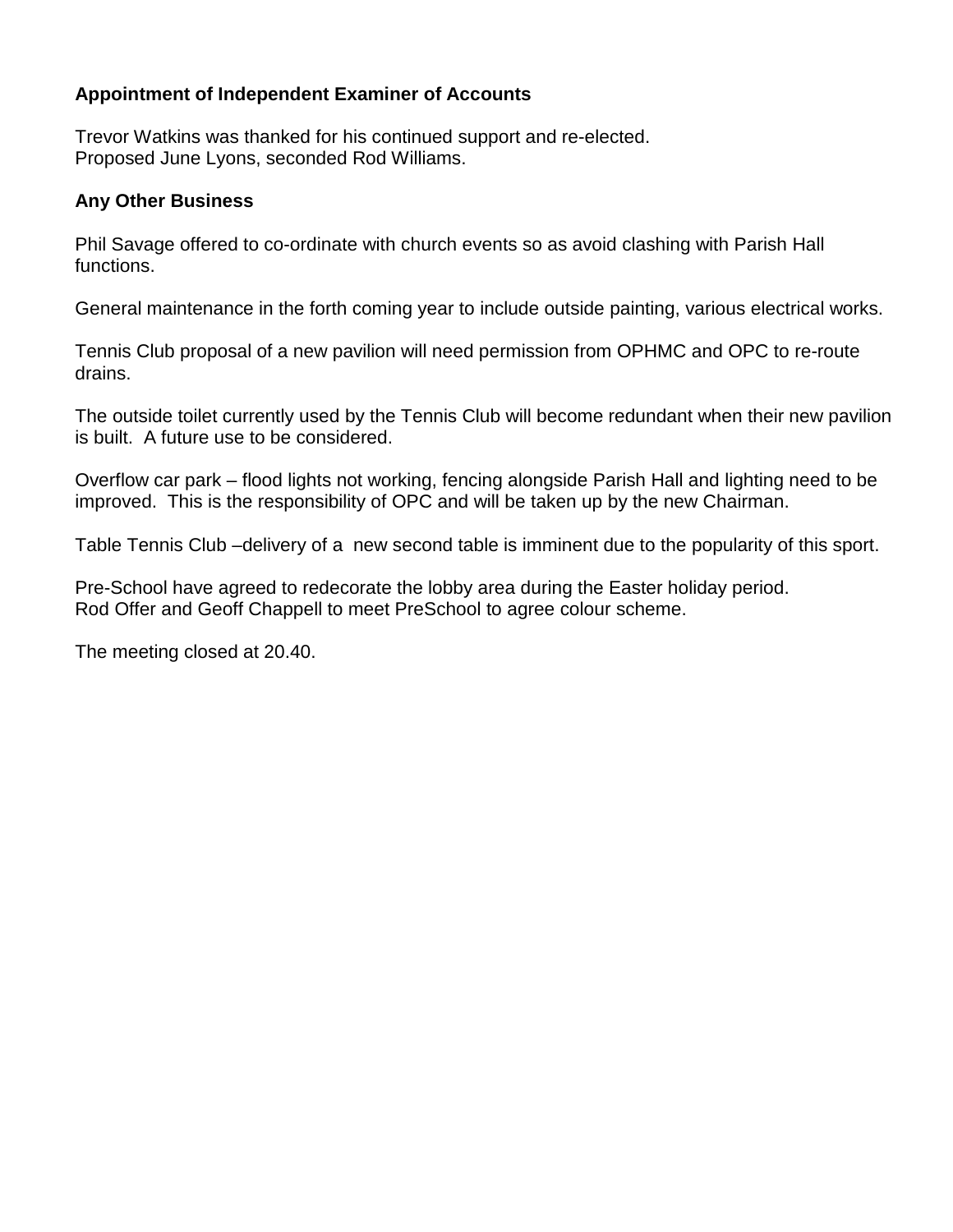**Appointment of Independent Examiner of Accounts**

Trevor Watkins was thanked for his continued support and re-elected.
Proposed June Lyons, seconded Rod Williams.

**Any Other Business**

Phil Savage offered to co-ordinate with church events so as avoid clashing with Parish Hall functions.

General maintenance in the forth coming year to include outside painting, various electrical works.

Tennis Club proposal of a new pavilion will need permission from OPHMC and OPC to re-route drains.

The outside toilet currently used by the Tennis Club will become redundant when their new pavilion is built. A future use to be considered.

Overflow car park – flood lights not working, fencing alongside Parish Hall and lighting need to be improved. This is the responsibility of OPC and will be taken up by the new Chairman.

Table Tennis Club –delivery of a new second table is imminent due to the popularity of this sport.

Pre-School have agreed to redecorate the lobby area during the Easter holiday period.
Rod Offer and Geoff Chappell to meet PreSchool to agree colour scheme.

The meeting closed at 20.40.